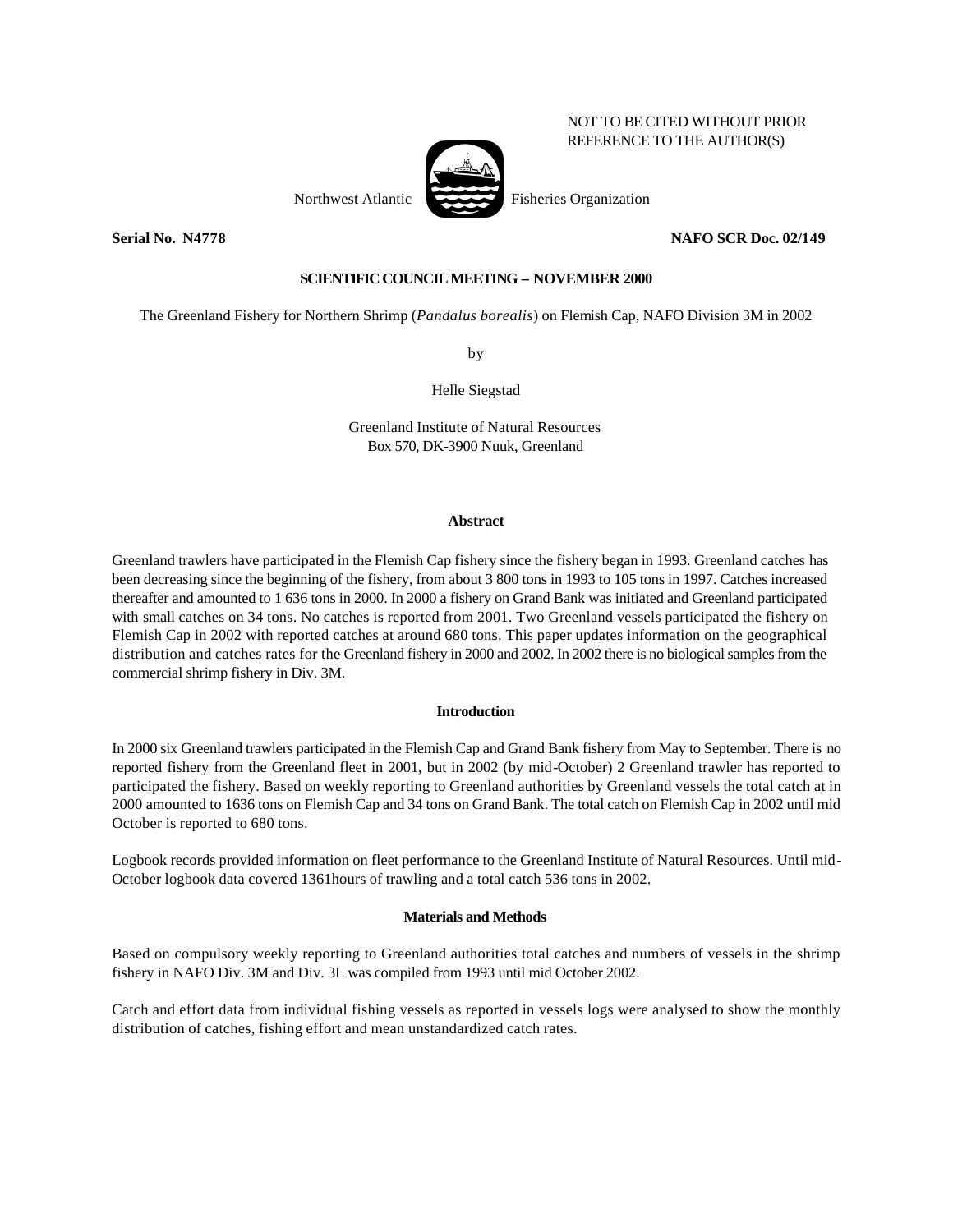NOT TO BE CITED WITHOUT PRIOR REFERENCE TO THE AUTHOR(S)

Northwest Atlantic Fisheries Organization

**Serial No. N4778** **NAFO SCR Doc. 02/149**

**SCIENTIFIC COUNCIL MEETING – NOVEMBER 2000**

The Greenland Fishery for Northern Shrimp (*Pandalus borealis*) on Flemish Cap, NAFO Division 3M in 2002

by

Helle Siegstad

Greenland Institute of Natural Resources
Box 570, DK-3900 Nuuk, Greenland

## Abstract

Greenland trawlers have participated in the Flemish Cap fishery since the fishery began in 1993. Greenland catches has been decreasing since the beginning of the fishery, from about 3 800 tons in 1993 to 105 tons in 1997. Catches increased thereafter and amounted to 1 636 tons in 2000. In 2000 a fishery on Grand Bank was initiated and Greenland participated with small catches on 34 tons. No catches is reported from 2001. Two Greenland vessels participated the fishery on Flemish Cap in 2002 with reported catches at around 680 tons. This paper updates information on the geographical distribution and catches rates for the Greenland fishery in 2000 and 2002. In 2002 there is no biological samples from the commercial shrimp fishery in Div. 3M.

## Introduction

In 2000 six Greenland trawlers participated in the Flemish Cap and Grand Bank fishery from May to September. There is no reported fishery from the Greenland fleet in 2001, but in 2002 (by mid-October) 2 Greenland trawler has reported to participated the fishery. Based on weekly reporting to Greenland authorities by Greenland vessels the total catch at in 2000 amounted to 1636 tons on Flemish Cap and 34 tons on Grand Bank. The total catch on Flemish Cap in 2002 until mid October is reported to 680 tons.

Logbook records provided information on fleet performance to the Greenland Institute of Natural Resources. Until mid-October logbook data covered 1361hours of trawling and a total catch 536 tons in 2002.

## Materials and Methods

Based on compulsory weekly reporting to Greenland authorities total catches and numbers of vessels in the shrimp fishery in NAFO Div. 3M and Div. 3L was compiled from 1993 until mid October 2002.

Catch and effort data from individual fishing vessels as reported in vessels logs were analysed to show the monthly distribution of catches, fishing effort and mean unstandardized catch rates.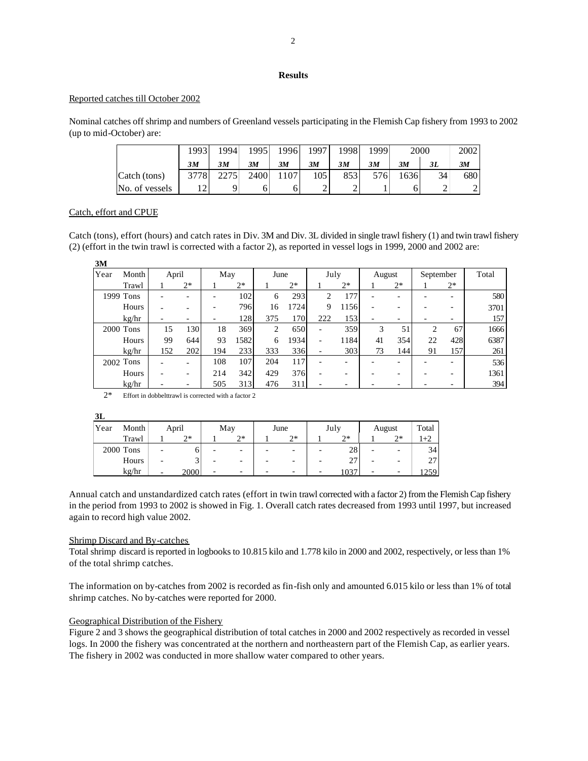## Results

### Reported catches till October 2002

Nominal catches off shrimp and numbers of Greenland vessels participating in the Flemish Cap fishery from 1993 to 2002 (up to mid-October) are:

| | 1993 | 1994 | 1995 | 1996 | 1997 | 1998 | 1999 | 2000 | | 2002 |
|---|---|---|---|---|---|---|---|---|---|---|
| | ***3M*** | ***3M*** | ***3M*** | ***3M*** | ***3M*** | ***3M*** | ***3M*** | ***3M*** | ***3L*** | ***3M*** |
| Catch (tons) | 3778 | 2275 | 2400 | 1107 | 105 | 853 | 576 | 1636 | 34 | 680 |
| No. of vessels | 12 | 9 | 6 | 6 | 2 | 2 | 1 | 6 | 2 | 2 |

### Catch, effort and CPUE

Catch (tons), effort (hours) and catch rates in Div. 3M and Div. 3L divided in single trawl fishery (1) and twin trawl fishery (2) (effort in the twin trawl is corrected with a factor 2), as reported in vessel logs in 1999, 2000 and 2002 are:

**3M**

| Year | Month | April | | May | | June | | July | | August | | September | | Total |
|---|---|---|---|---|---|---|---|---|---|---|---|---|---|---|
| | Trawl | 1 | 2* | 1 | 2* | 1 | 2* | 1 | 2* | 1 | 2* | 1 | 2* | |
| 1999 | Tons | - | - | - | 102 | 6 | 293 | 2 | 177 | - | - | - | - | 580 |
| | Hours | - | - | - | 796 | 16 | 1724 | 9 | 1156 | - | - | - | - | 3701 |
| | kg/hr | - | - | - | 128 | 375 | 170 | 222 | 153 | - | - | - | - | 157 |
| 2000 | Tons | 15 | 130 | 18 | 369 | 2 | 650 | - | 359 | 3 | 51 | 2 | 67 | 1666 |
| | Hours | 99 | 644 | 93 | 1582 | 6 | 1934 | - | 1184 | 41 | 354 | 22 | 428 | 6387 |
| | kg/hr | 152 | 202 | 194 | 233 | 333 | 336 | - | 303 | 73 | 144 | 91 | 157 | 261 |
| 2002 | Tons | - | - | 108 | 107 | 204 | 117 | - | - | - | - | - | - | 536 |
| | Hours | - | - | 214 | 342 | 429 | 376 | - | - | - | - | - | - | 1361 |
| | kg/hr | - | - | 505 | 313 | 476 | 311 | - | - | - | - | - | - | 394 |

2* Effort in dobbelttrawl is corrected with a factor 2

**3L**

| Year | Month | April | | May | | June | | July | | August | | Total |
|---|---|---|---|---|---|---|---|---|---|---|---|---|
| | Trawl | 1 | 2* | 1 | 2* | 1 | 2* | 1 | 2* | 1 | 2* | 1+2 |
| 2000 | Tons | - | 6 | - | - | - | - | - | 28 | - | - | 34 |
| | Hours | - | 3 | - | - | - | - | - | 27 | - | - | 27 |
| | kg/hr | - | 2000 | - | - | - | - | - | 1037 | - | - | 1259 |

Annual catch and unstandardized catch rates (effort in twin trawl corrected with a factor 2) from the Flemish Cap fishery in the period from 1993 to 2002 is showed in Fig. 1. Overall catch rates decreased from 1993 until 1997, but increased again to record high value 2002.

### Shrimp Discard and By-catches

Total shrimp discard is reported in logbooks to 10.815 kilo and 1.778 kilo in 2000 and 2002, respectively, or less than 1% of the total shrimp catches.

The information on by-catches from 2002 is recorded as fin-fish only and amounted 6.015 kilo or less than 1% of total shrimp catches. No by-catches were reported for 2000.

### Geographical Distribution of the Fishery

Figure 2 and 3 shows the geographical distribution of total catches in 2000 and 2002 respectively as recorded in vessel logs. In 2000 the fishery was concentrated at the northern and northeastern part of the Flemish Cap, as earlier years. The fishery in 2002 was conducted in more shallow water compared to other years.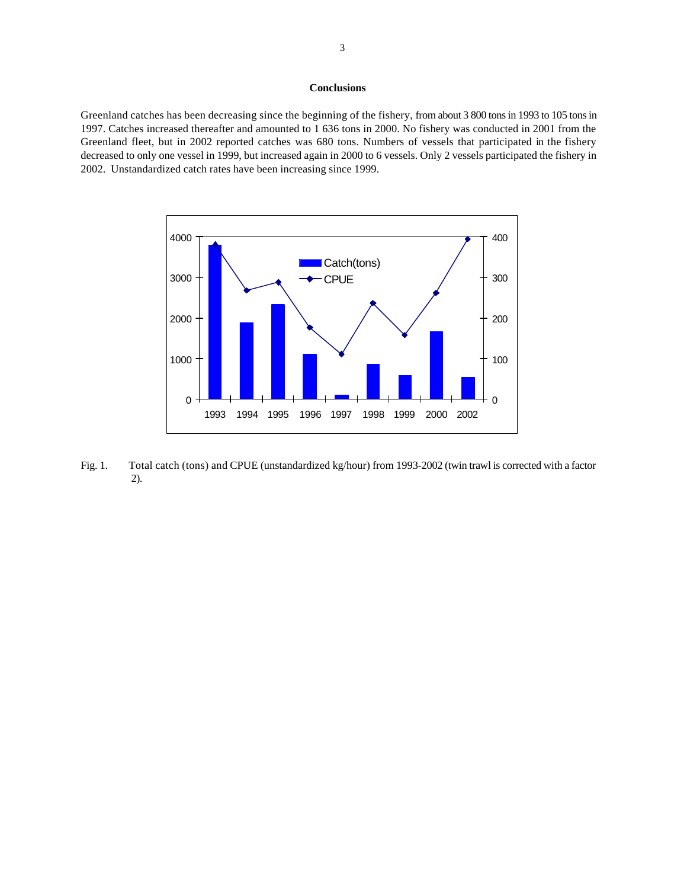## Conclusions

Greenland catches has been decreasing since the beginning of the fishery, from about 3 800 tons in 1993 to 105 tons in 1997. Catches increased thereafter and amounted to 1 636 tons in 2000. No fishery was conducted in 2001 from the Greenland fleet, but in 2002 reported catches was 680 tons. Numbers of vessels that participated in the fishery decreased to only one vessel in 1999, but increased again in 2000 to 6 vessels. Only 2 vessels participated the fishery in 2002. Unstandardized catch rates have been increasing since 1999.

Fig. 1. Total catch (tons) and CPUE (unstandardized kg/hour) from 1993-2002 (twin trawl is corrected with a factor 2).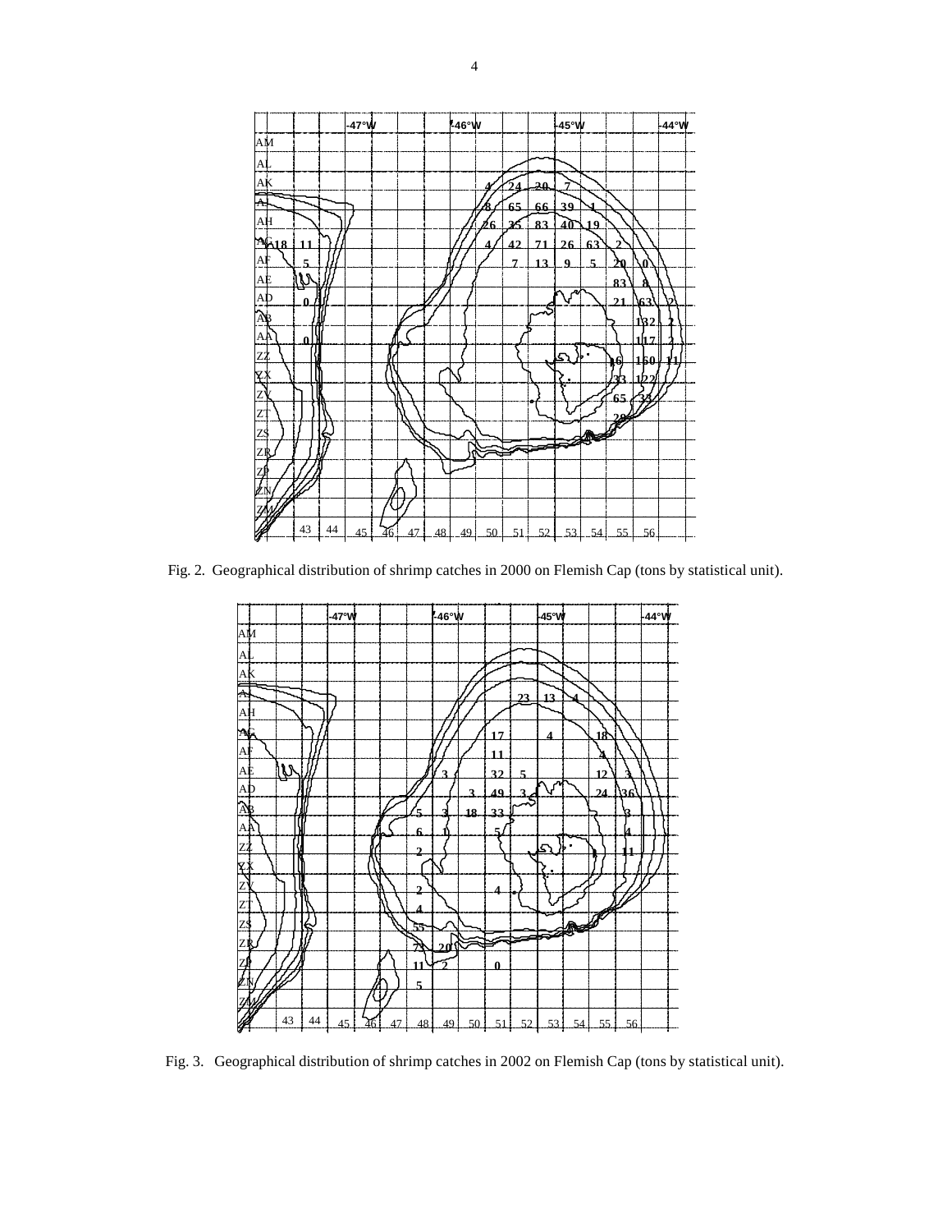-47°W -46°W -45°W -44°W

AM
AL
AK
AJ
AH
AG
AF
AE
AD
AB
AA
ZZ
ZX
ZV
ZT
ZS
ZR
ZP
ZN
ZM

43 44 45 46 47 48 49 50 51 52 53 54 55 56

4 24 20 7
8 65 66 39 1
26 35 83 40 19
18 11 4 42 71 26 63 2
5 7 13 9 5 20 0
83 8
0 21 63 2
132 2
0 117 2
16 160 11
33 122
65 33
29

Fig. 2. Geographical distribution of shrimp catches in 2000 on Flemish Cap (tons by statistical unit).

-47°W -46°W -45°W -44°W

AM
AL
AK
AJ
AH
AG
AF
AE
AD
AB
AA
ZZ
ZX
ZV
ZT
ZS
ZR
ZP
ZN
ZM

43 44 45 46 47 48 49 50 51 52 53 54 55 56

23 13 4
17 4 18
11 4
3 32 5 12 3
3 49 3 24 36
5 3 18 33 3
6 1 5 4
2 1 11
2 4
4
55
73 20
11 2 0
5

Fig. 3. Geographical distribution of shrimp catches in 2002 on Flemish Cap (tons by statistical unit).